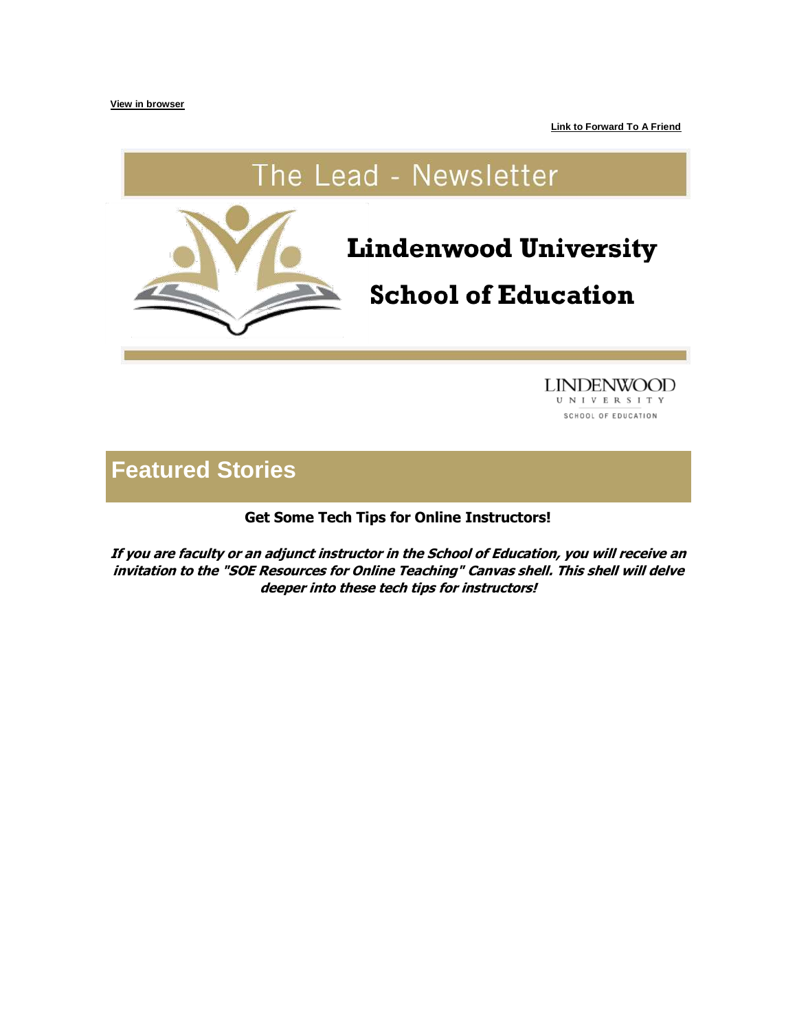View in browser

Link to Forward To A Friend

# The Lead - Newsletter

# Lindenwood University

# School of Education

LINDENWOOD UNIVERSITY SCHOOL OF EDUCATION

## Featured Stories

**Get Some Tech Tips for Online Instructors!**

***If you are faculty or an adjunct instructor in the School of Education, you will receive an invitation to the "SOE Resources for Online Teaching" Canvas shell. This shell will delve deeper into these tech tips for instructors!***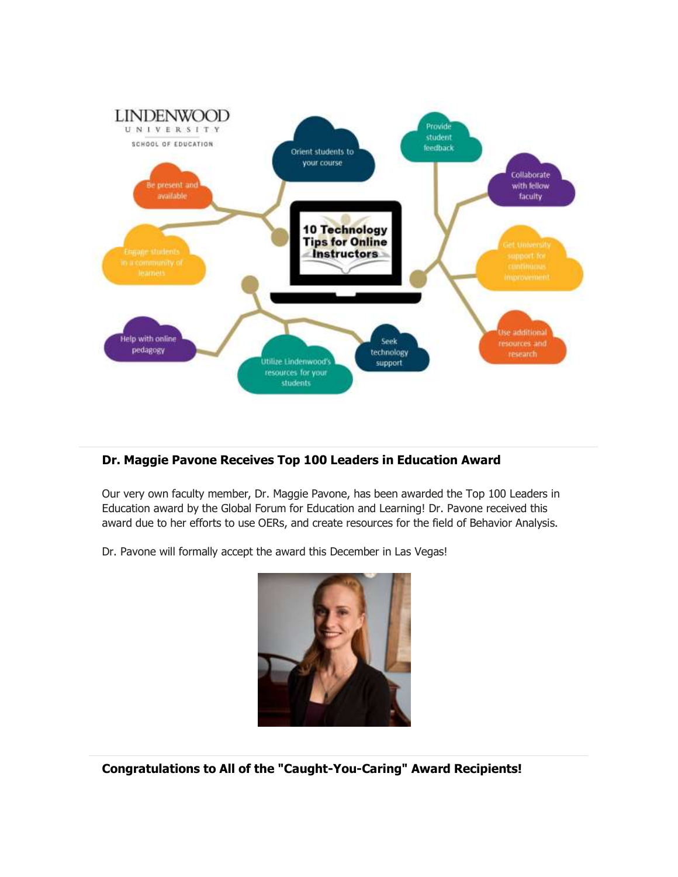LINDENWOOD UNIVERSITY SCHOOL OF EDUCATION

**10 Technology Tips for Online Instructors**

- Be present and available
- Orient students to your course
- Provide student feedback
- Collaborate with fellow faculty
- Engage students in a community of learners
- Get University support for continuous improvement
- Help with online pedagogy
- Utilize Lindenwood's resources for your students
- Seek technology support
- Use additional resources and research

---

## Dr. Maggie Pavone Receives Top 100 Leaders in Education Award

Our very own faculty member, Dr. Maggie Pavone, has been awarded the Top 100 Leaders in Education award by the Global Forum for Education and Learning! Dr. Pavone received this award due to her efforts to use OERs, and create resources for the field of Behavior Analysis.

Dr. Pavone will formally accept the award this December in Las Vegas!

---

## Congratulations to All of the "Caught-You-Caring" Award Recipients!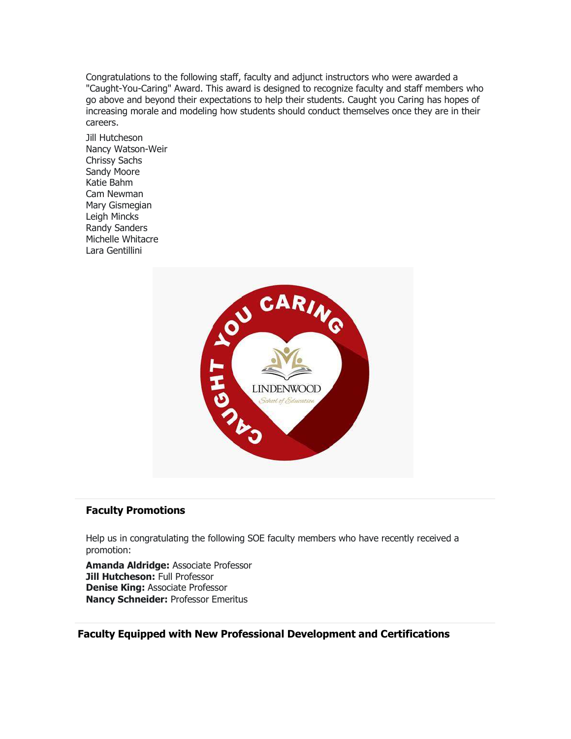Congratulations to the following staff, faculty and adjunct instructors who were awarded a "Caught-You-Caring" Award. This award is designed to recognize faculty and staff members who go above and beyond their expectations to help their students. Caught you Caring has hopes of increasing morale and modeling how students should conduct themselves once they are in their careers.

Jill Hutcheson
Nancy Watson-Weir
Chrissy Sachs
Sandy Moore
Katie Bahm
Cam Newman
Mary Gismegian
Leigh Mincks
Randy Sanders
Michelle Whitacre
Lara Gentillini

## Faculty Promotions

Help us in congratulating the following SOE faculty members who have recently received a promotion:

**Amanda Aldridge:** Associate Professor
**Jill Hutcheson:** Full Professor
**Denise King:** Associate Professor
**Nancy Schneider:** Professor Emeritus

## Faculty Equipped with New Professional Development and Certifications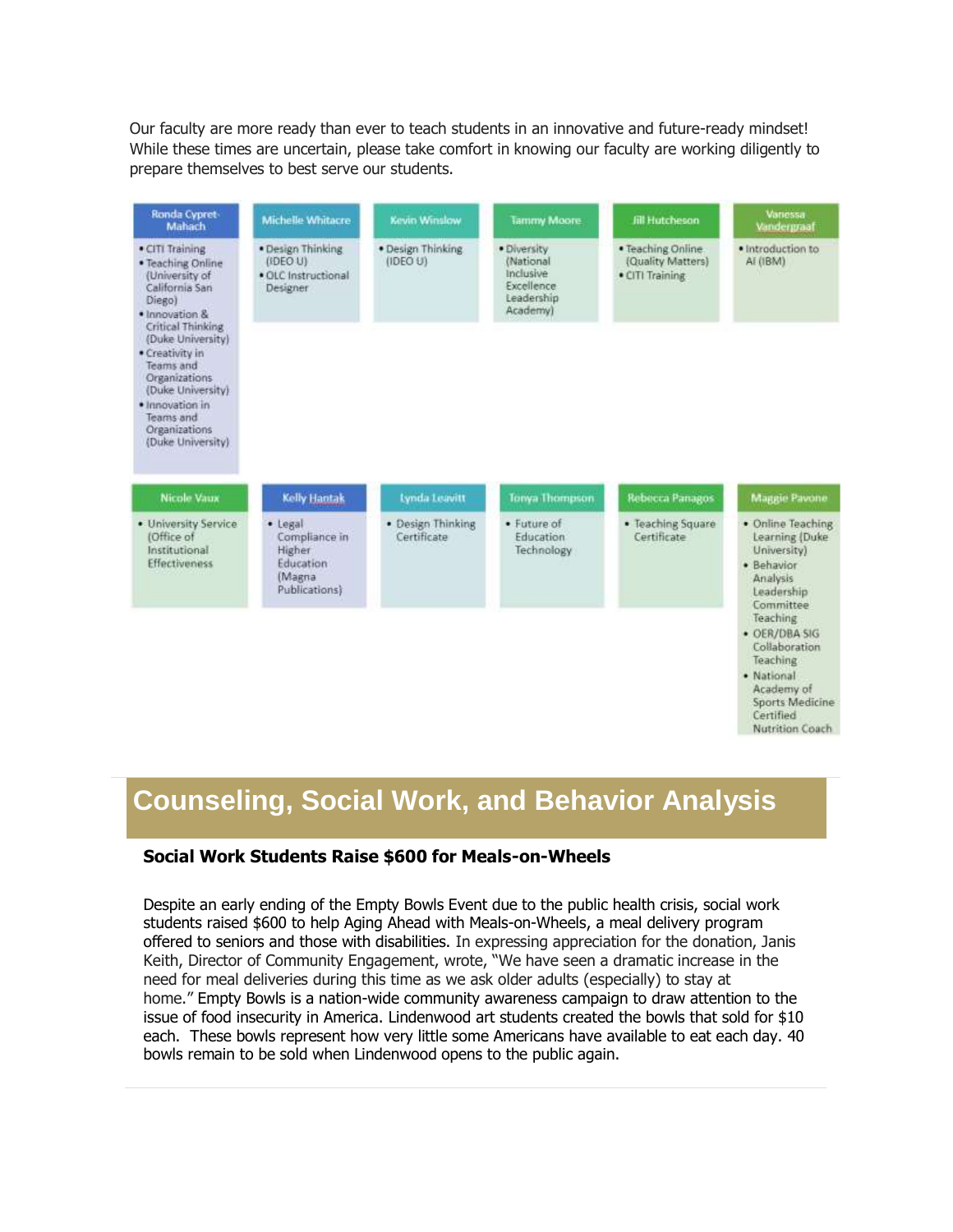Our faculty are more ready than ever to teach students in an innovative and future-ready mindset! While these times are uncertain, please take comfort in knowing our faculty are working diligently to prepare themselves to best serve our students.

| Ronda Cypret-Mahach | Michelle Whitacre | Kevin Winslow | Tammy Moore | Jill Hutcheson | Vanessa Vandergraaf |
|---|---|---|---|---|---|
| • CITI Training<br>• Teaching Online (University of California San Diego)<br>• Innovation & Critical Thinking (Duke University)<br>• Creativity in Teams and Organizations (Duke University)<br>• Innovation in Teams and Organizations (Duke University) | • Design Thinking (IDEO U)<br>• OLC Instructional Designer | • Design Thinking (IDEO U) | • Diversity (National Inclusive Excellence Leadership Academy) | • Teaching Online (Quality Matters)<br>• CITI Training | • Introduction to AI (IBM) |

| Nicole Vaux | Kelly Hantak | Lynda Leavitt | Tonya Thompson | Rebecca Panagos | Maggie Pavone |
|---|---|---|---|---|---|
| • University Service (Office of Institutional Effectiveness | • Legal Compliance in Higher Education (Magna Publications) | • Design Thinking Certificate | • Future of Education Technology | • Teaching Square Certificate | • Online Teaching Learning (Duke University)<br>• Behavior Analysis Leadership Committee Teaching<br>• OER/DBA SIG Collaboration Teaching<br>• National Academy of Sports Medicine Certified Nutrition Coach |

# Counseling, Social Work, and Behavior Analysis

**Social Work Students Raise $600 for Meals-on-Wheels**

Despite an early ending of the Empty Bowls Event due to the public health crisis, social work students raised $600 to help Aging Ahead with Meals-on-Wheels, a meal delivery program offered to seniors and those with disabilities. In expressing appreciation for the donation, Janis Keith, Director of Community Engagement, wrote, "We have seen a dramatic increase in the need for meal deliveries during this time as we ask older adults (especially) to stay at home." Empty Bowls is a nation-wide community awareness campaign to draw attention to the issue of food insecurity in America. Lindenwood art students created the bowls that sold for $10 each. These bowls represent how very little some Americans have available to eat each day. 40 bowls remain to be sold when Lindenwood opens to the public again.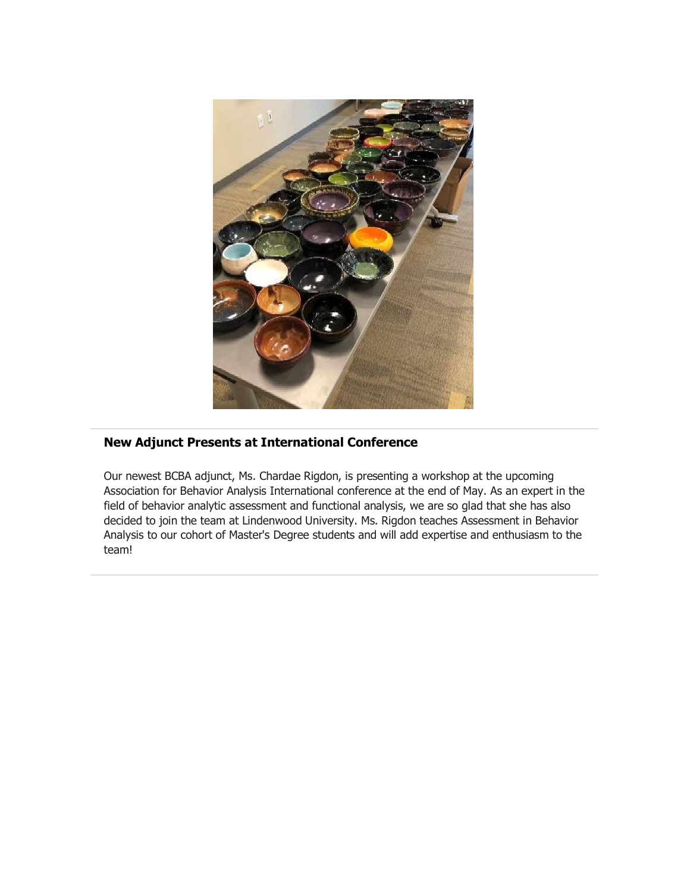## New Adjunct Presents at International Conference

Our newest BCBA adjunct, Ms. Chardae Rigdon, is presenting a workshop at the upcoming Association for Behavior Analysis International conference at the end of May. As an expert in the field of behavior analytic assessment and functional analysis, we are so glad that she has also decided to join the team at Lindenwood University. Ms. Rigdon teaches Assessment in Behavior Analysis to our cohort of Master's Degree students and will add expertise and enthusiasm to the team!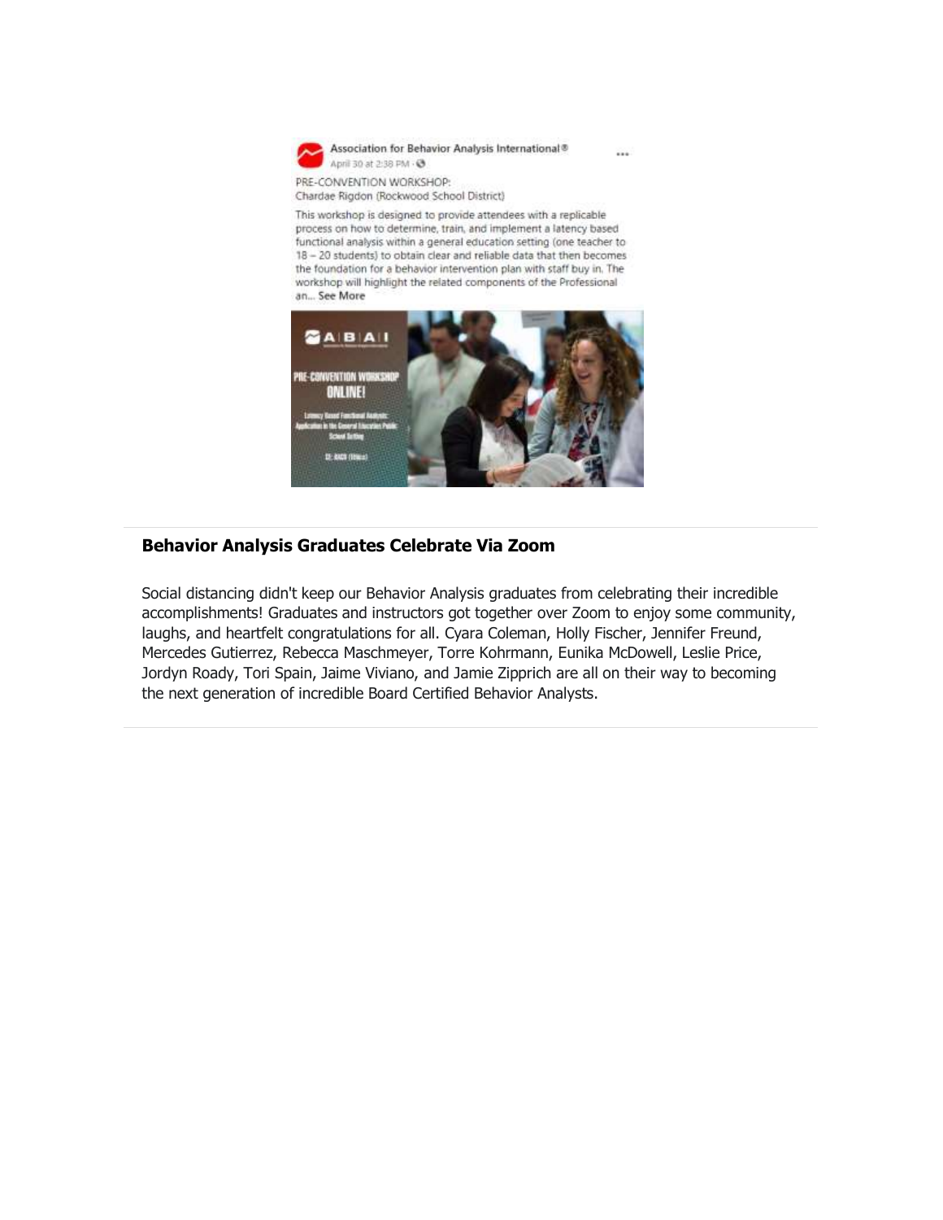Association for Behavior Analysis International®
April 30 at 2:38 PM

PRE-CONVENTION WORKSHOP:
Chardae Rigdon (Rockwood School District)

This workshop is designed to provide attendees with a replicable process on how to determine, train, and implement a latency based functional analysis within a general education setting (one teacher to 18 – 20 students) to obtain clear and reliable data that then becomes the foundation for a behavior intervention plan with staff buy in. The workshop will highlight the related components of the Professional an... See More

## Behavior Analysis Graduates Celebrate Via Zoom

Social distancing didn't keep our Behavior Analysis graduates from celebrating their incredible accomplishments! Graduates and instructors got together over Zoom to enjoy some community, laughs, and heartfelt congratulations for all. Cyara Coleman, Holly Fischer, Jennifer Freund, Mercedes Gutierrez, Rebecca Maschmeyer, Torre Kohrmann, Eunika McDowell, Leslie Price, Jordyn Roady, Tori Spain, Jaime Viviano, and Jamie Zipprich are all on their way to becoming the next generation of incredible Board Certified Behavior Analysts.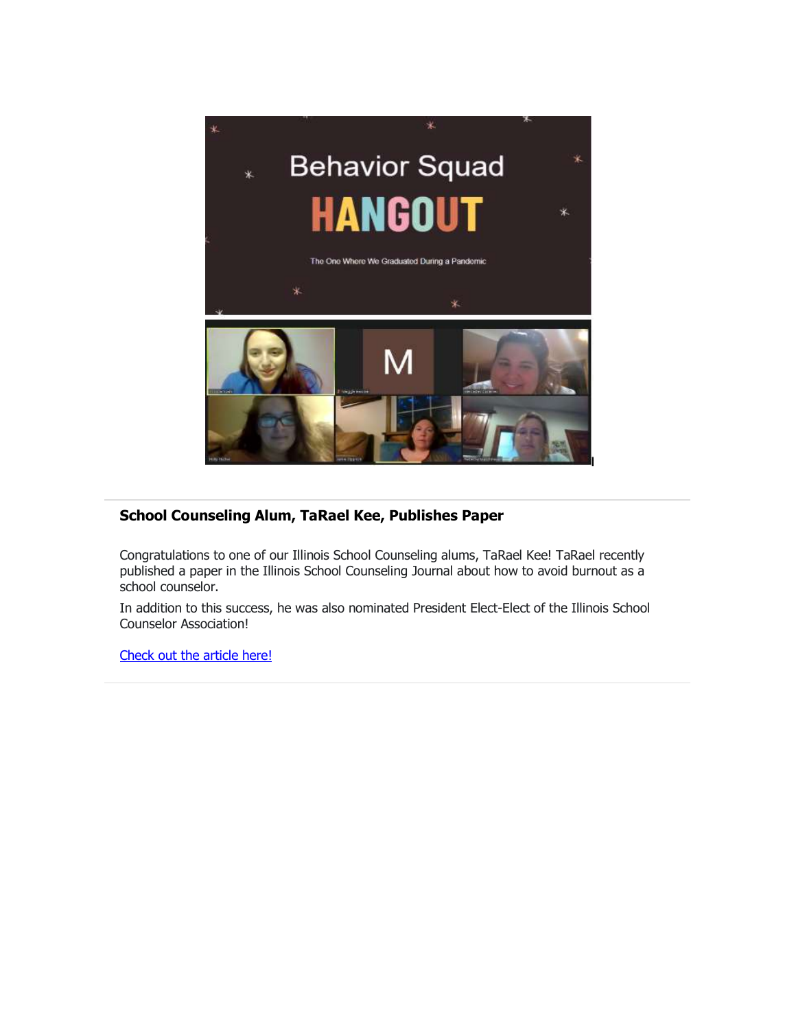## School Counseling Alum, TaRael Kee, Publishes Paper

Congratulations to one of our Illinois School Counseling alums, TaRael Kee! TaRael recently published a paper in the Illinois School Counseling Journal about how to avoid burnout as a school counselor.

In addition to this success, he was also nominated President Elect-Elect of the Illinois School Counselor Association!

[Check out the article here!]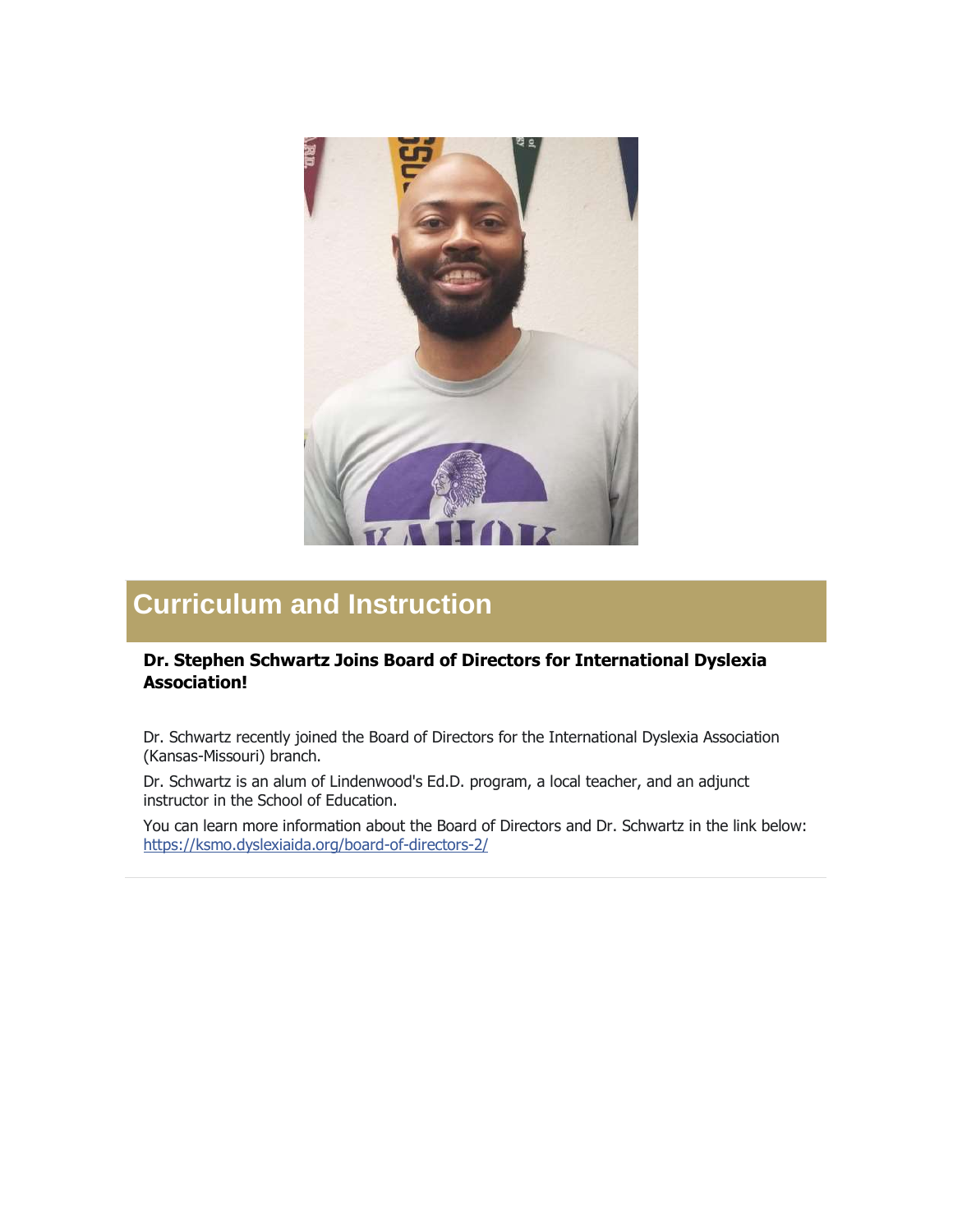## Curriculum and Instruction

**Dr. Stephen Schwartz Joins Board of Directors for International Dyslexia Association!**

Dr. Schwartz recently joined the Board of Directors for the International Dyslexia Association (Kansas-Missouri) branch.

Dr. Schwartz is an alum of Lindenwood's Ed.D. program, a local teacher, and an adjunct instructor in the School of Education.

You can learn more information about the Board of Directors and Dr. Schwartz in the link below:
https://ksmo.dyslexiaida.org/board-of-directors-2/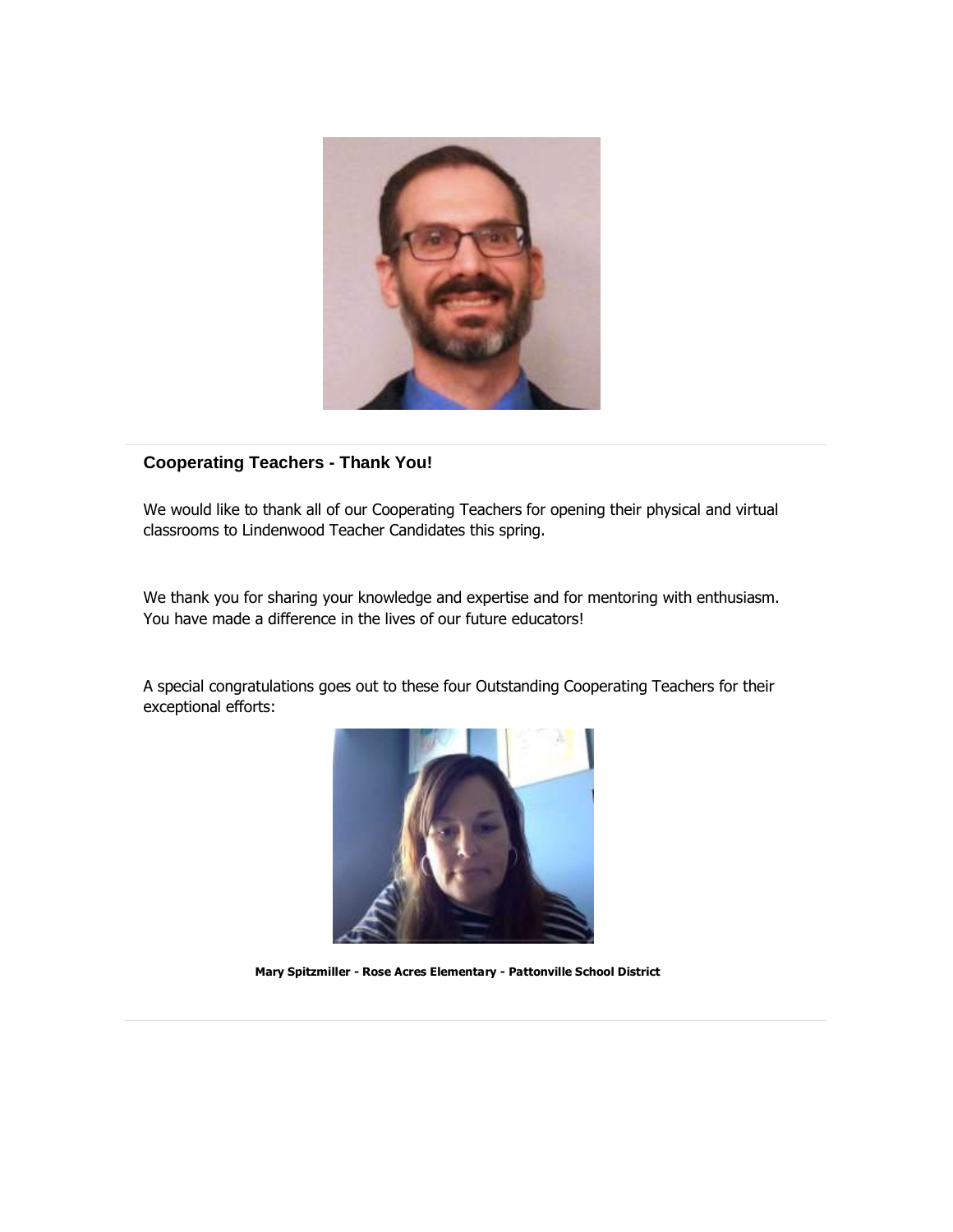**Cooperating Teachers - Thank You!**

We would like to thank all of our Cooperating Teachers for opening their physical and virtual classrooms to Lindenwood Teacher Candidates this spring.

We thank you for sharing your knowledge and expertise and for mentoring with enthusiasm. You have made a difference in the lives of our future educators!

A special congratulations goes out to these four Outstanding Cooperating Teachers for their exceptional efforts:

**Mary Spitzmiller - Rose Acres Elementary - Pattonville School District**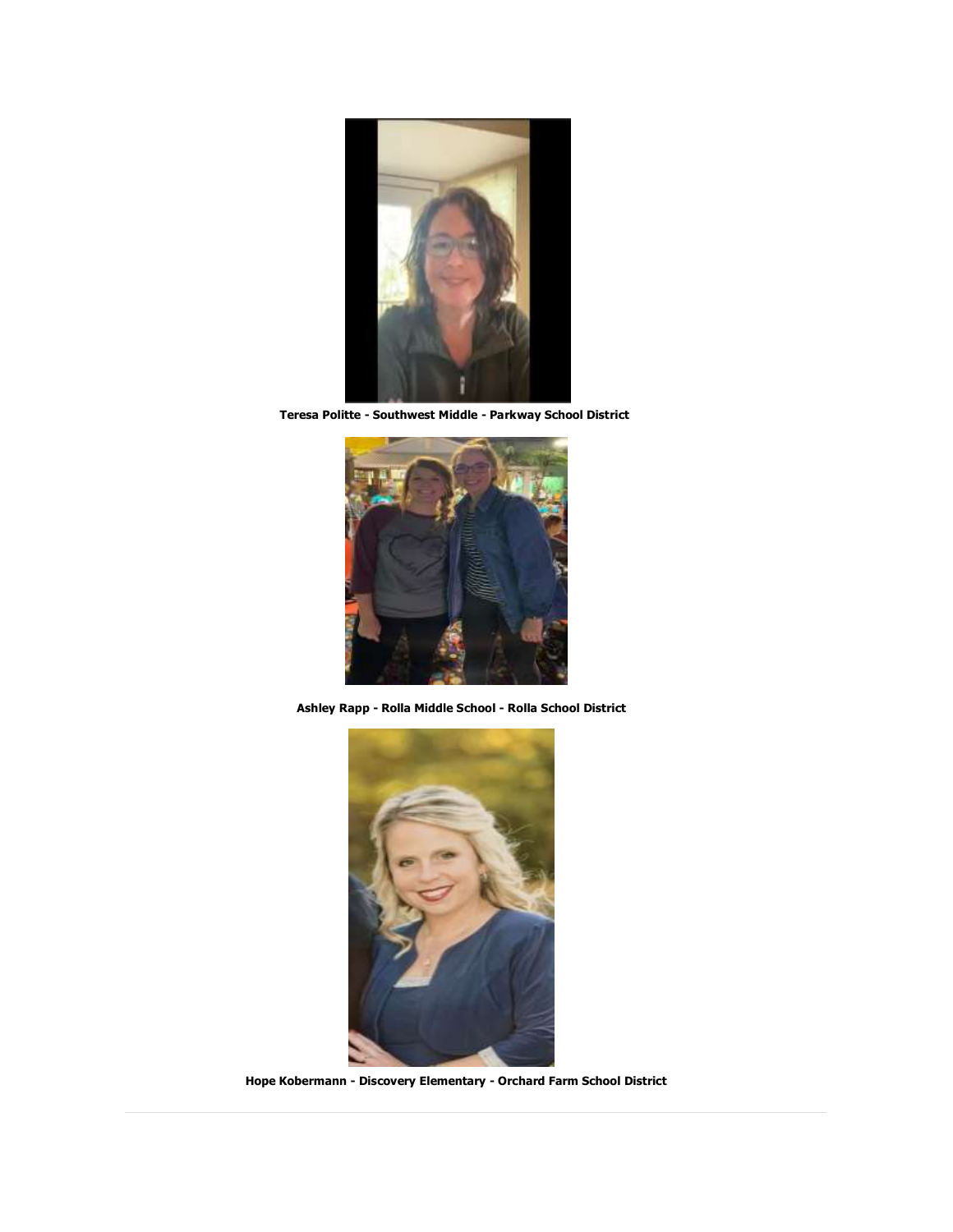**Teresa Politte - Southwest Middle - Parkway School District**

**Ashley Rapp - Rolla Middle School - Rolla School District**

**Hope Kobermann - Discovery Elementary - Orchard Farm School District**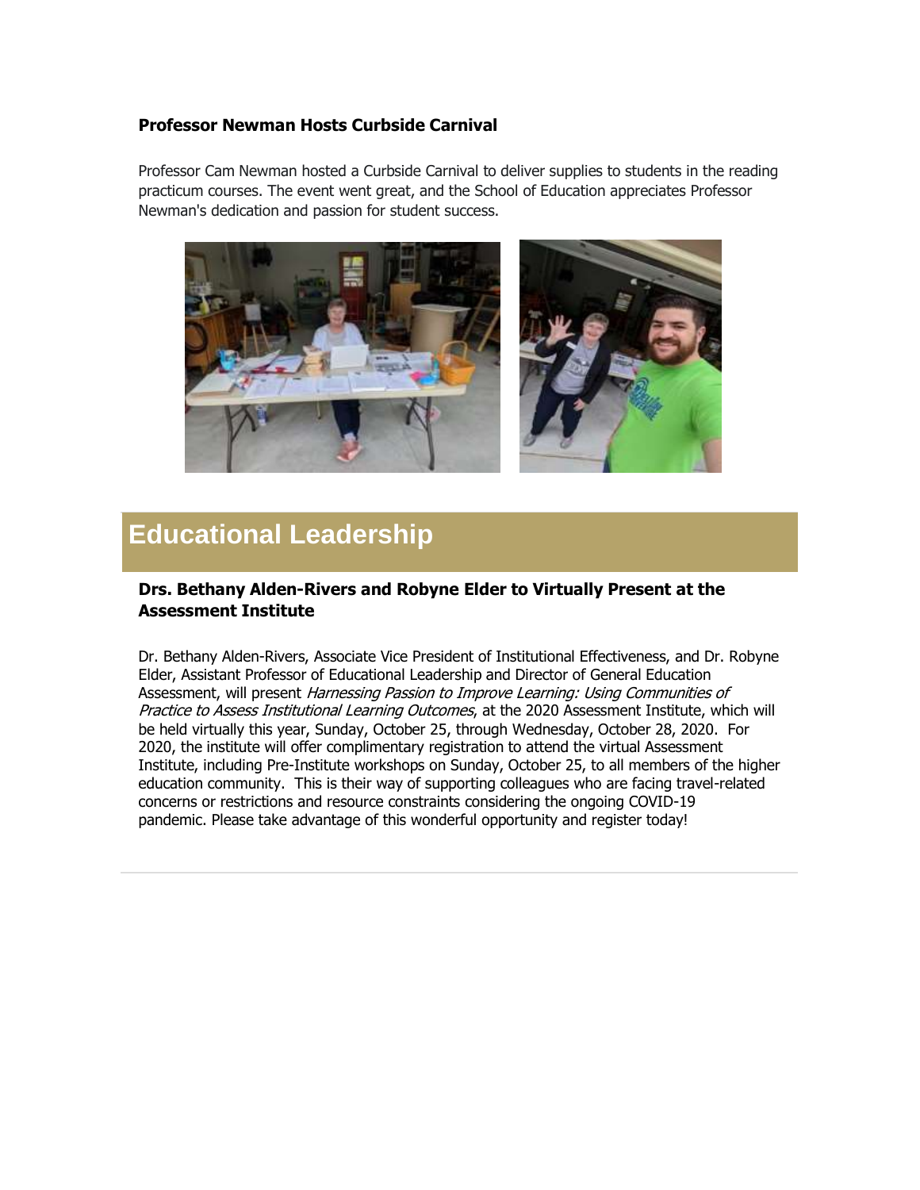### Professor Newman Hosts Curbside Carnival

Professor Cam Newman hosted a Curbside Carnival to deliver supplies to students in the reading practicum courses. The event went great, and the School of Education appreciates Professor Newman's dedication and passion for student success.

# Educational Leadership

### Drs. Bethany Alden-Rivers and Robyne Elder to Virtually Present at the Assessment Institute

Dr. Bethany Alden-Rivers, Associate Vice President of Institutional Effectiveness, and Dr. Robyne Elder, Assistant Professor of Educational Leadership and Director of General Education Assessment, will present *Harnessing Passion to Improve Learning: Using Communities of Practice to Assess Institutional Learning Outcomes*, at the 2020 Assessment Institute, which will be held virtually this year, Sunday, October 25, through Wednesday, October 28, 2020. For 2020, the institute will offer complimentary registration to attend the virtual Assessment Institute, including Pre-Institute workshops on Sunday, October 25, to all members of the higher education community. This is their way of supporting colleagues who are facing travel-related concerns or restrictions and resource constraints considering the ongoing COVID-19 pandemic. Please take advantage of this wonderful opportunity and register today!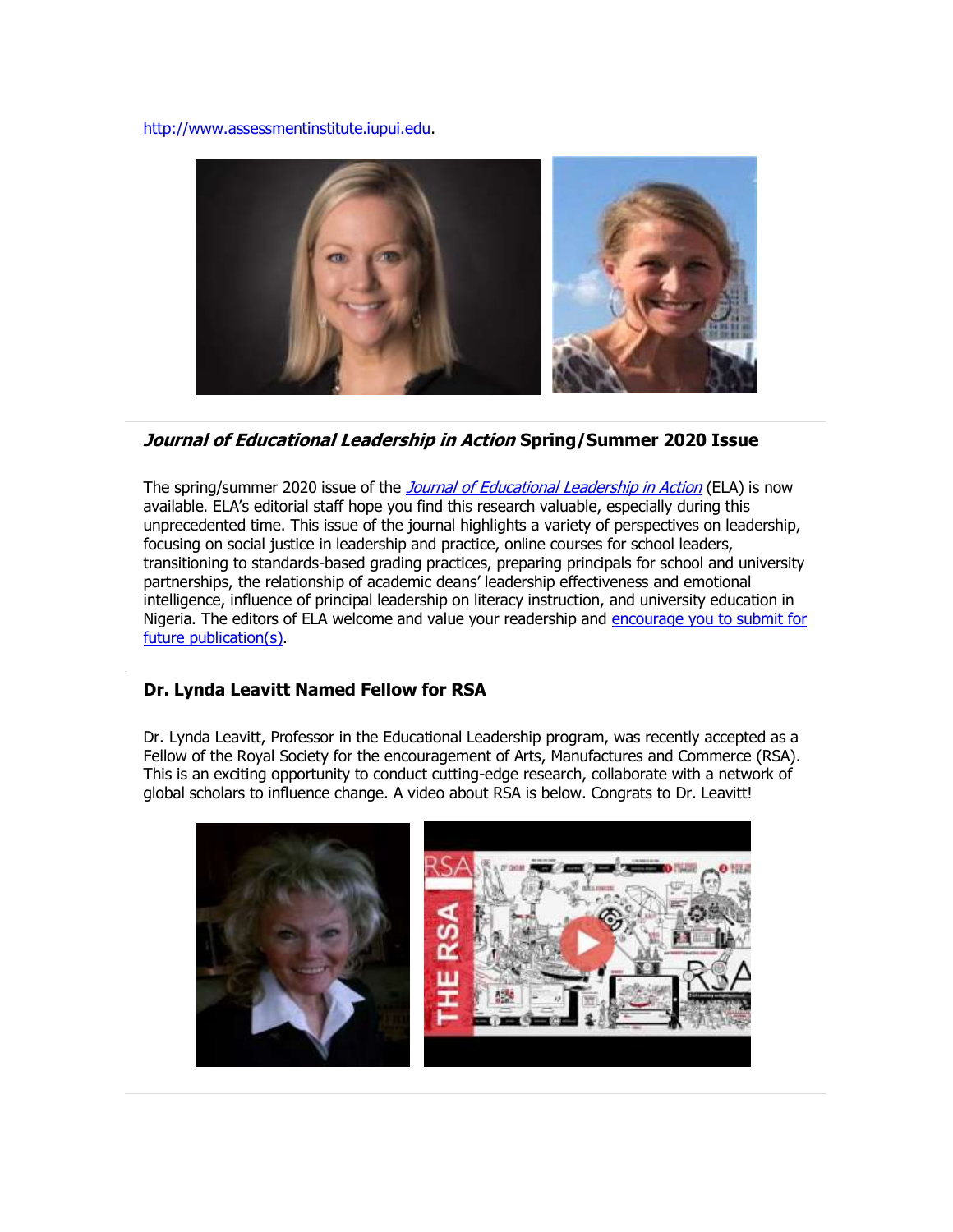http://www.assessmentinstitute.iupui.edu.

### *Journal of Educational Leadership in Action* Spring/Summer 2020 Issue

The spring/summer 2020 issue of the *Journal of Educational Leadership in Action* (ELA) is now available. ELA's editorial staff hope you find this research valuable, especially during this unprecedented time. This issue of the journal highlights a variety of perspectives on leadership, focusing on social justice in leadership and practice, online courses for school leaders, transitioning to standards-based grading practices, preparing principals for school and university partnerships, the relationship of academic deans' leadership effectiveness and emotional intelligence, influence of principal leadership on literacy instruction, and university education in Nigeria. The editors of ELA welcome and value your readership and encourage you to submit for future publication(s).

### Dr. Lynda Leavitt Named Fellow for RSA

Dr. Lynda Leavitt, Professor in the Educational Leadership program, was recently accepted as a Fellow of the Royal Society for the encouragement of Arts, Manufactures and Commerce (RSA). This is an exciting opportunity to conduct cutting-edge research, collaborate with a network of global scholars to influence change. A video about RSA is below. Congrats to Dr. Leavitt!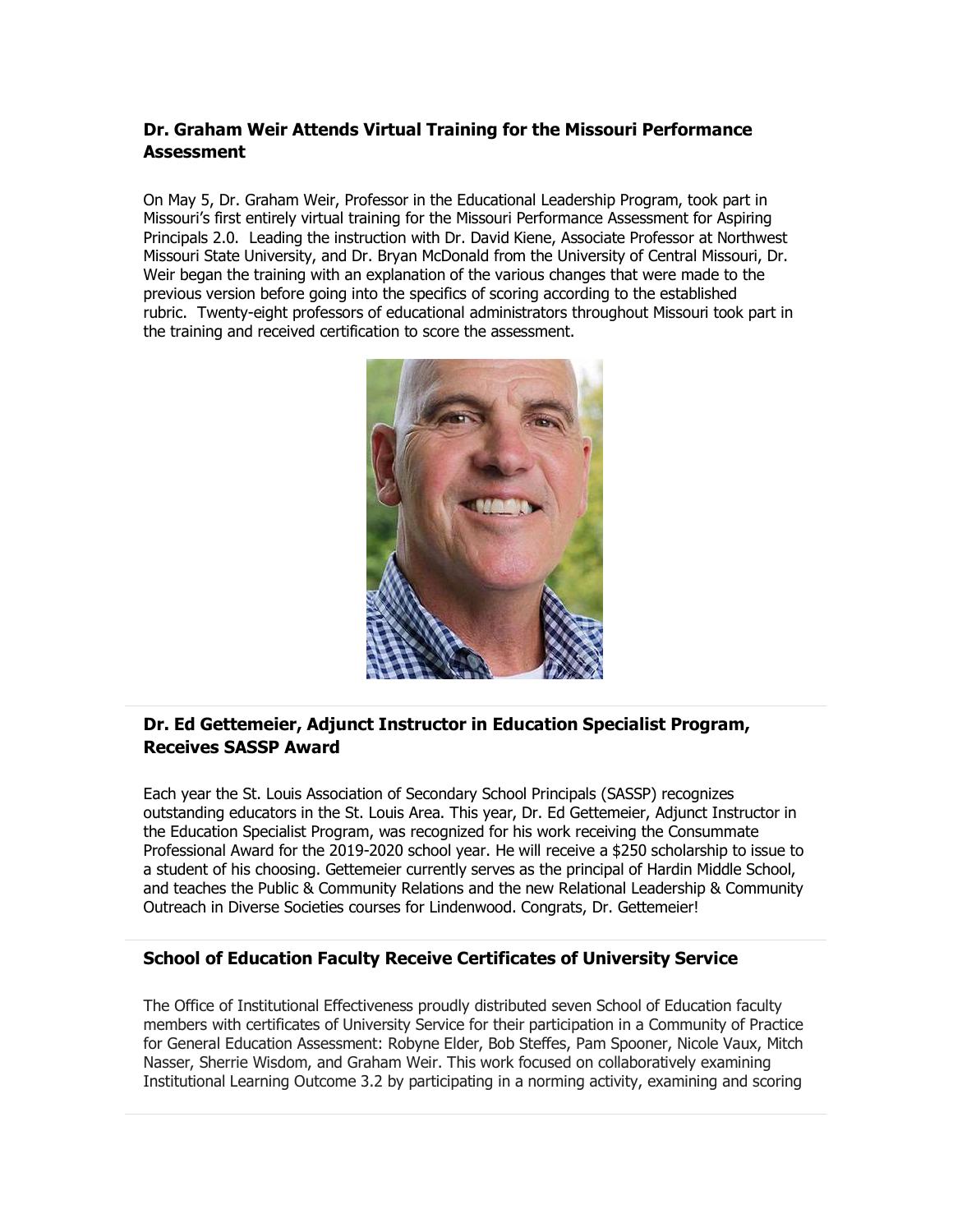### Dr. Graham Weir Attends Virtual Training for the Missouri Performance Assessment

On May 5, Dr. Graham Weir, Professor in the Educational Leadership Program, took part in Missouri's first entirely virtual training for the Missouri Performance Assessment for Aspiring Principals 2.0. Leading the instruction with Dr. David Kiene, Associate Professor at Northwest Missouri State University, and Dr. Bryan McDonald from the University of Central Missouri, Dr. Weir began the training with an explanation of the various changes that were made to the previous version before going into the specifics of scoring according to the established rubric. Twenty-eight professors of educational administrators throughout Missouri took part in the training and received certification to score the assessment.

### Dr. Ed Gettemeier, Adjunct Instructor in Education Specialist Program, Receives SASSP Award

Each year the St. Louis Association of Secondary School Principals (SASSP) recognizes outstanding educators in the St. Louis Area. This year, Dr. Ed Gettemeier, Adjunct Instructor in the Education Specialist Program, was recognized for his work receiving the Consummate Professional Award for the 2019-2020 school year. He will receive a $250 scholarship to issue to a student of his choosing. Gettemeier currently serves as the principal of Hardin Middle School, and teaches the Public & Community Relations and the new Relational Leadership & Community Outreach in Diverse Societies courses for Lindenwood. Congrats, Dr. Gettemeier!

### School of Education Faculty Receive Certificates of University Service

The Office of Institutional Effectiveness proudly distributed seven School of Education faculty members with certificates of University Service for their participation in a Community of Practice for General Education Assessment: Robyne Elder, Bob Steffes, Pam Spooner, Nicole Vaux, Mitch Nasser, Sherrie Wisdom, and Graham Weir. This work focused on collaboratively examining Institutional Learning Outcome 3.2 by participating in a norming activity, examining and scoring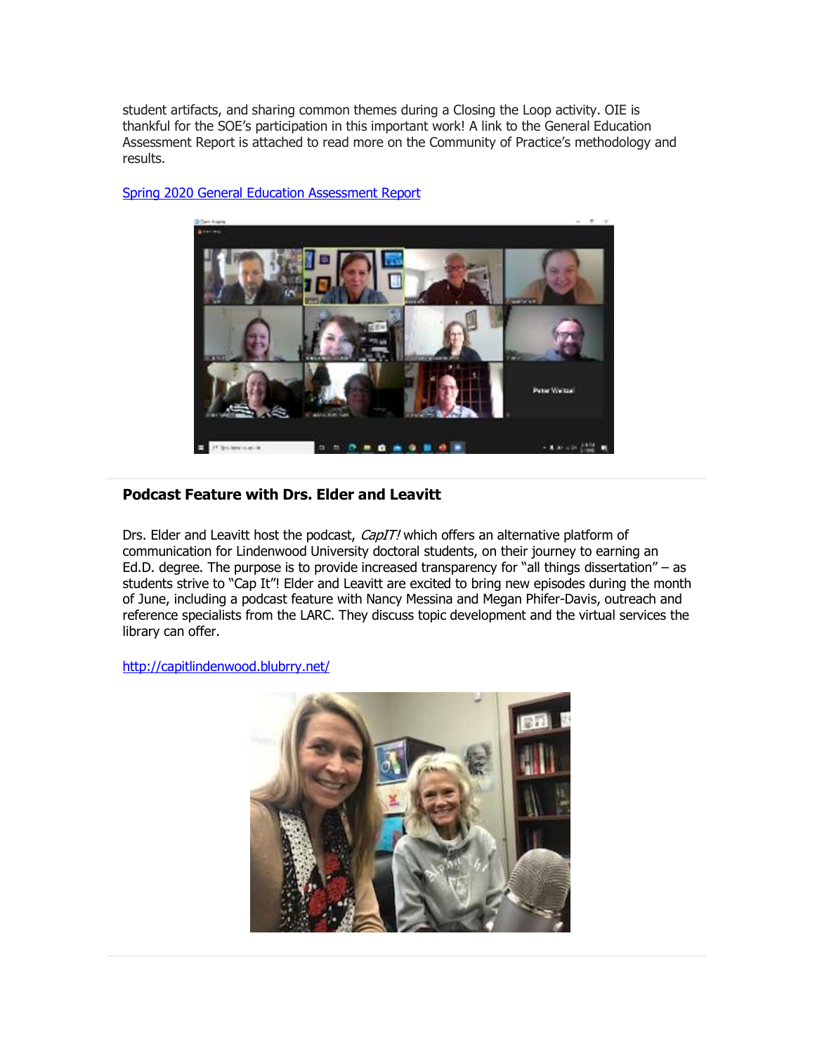student artifacts, and sharing common themes during a Closing the Loop activity. OIE is thankful for the SOE's participation in this important work! A link to the General Education Assessment Report is attached to read more on the Community of Practice's methodology and results.

[Spring 2020 General Education Assessment Report]

## Podcast Feature with Drs. Elder and Leavitt

Drs. Elder and Leavitt host the podcast, *CapIT!* which offers an alternative platform of communication for Lindenwood University doctoral students, on their journey to earning an Ed.D. degree. The purpose is to provide increased transparency for "all things dissertation" – as students strive to "Cap It"! Elder and Leavitt are excited to bring new episodes during the month of June, including a podcast feature with Nancy Messina and Megan Phifer-Davis, outreach and reference specialists from the LARC. They discuss topic development and the virtual services the library can offer.

http://capitlindenwood.blubrry.net/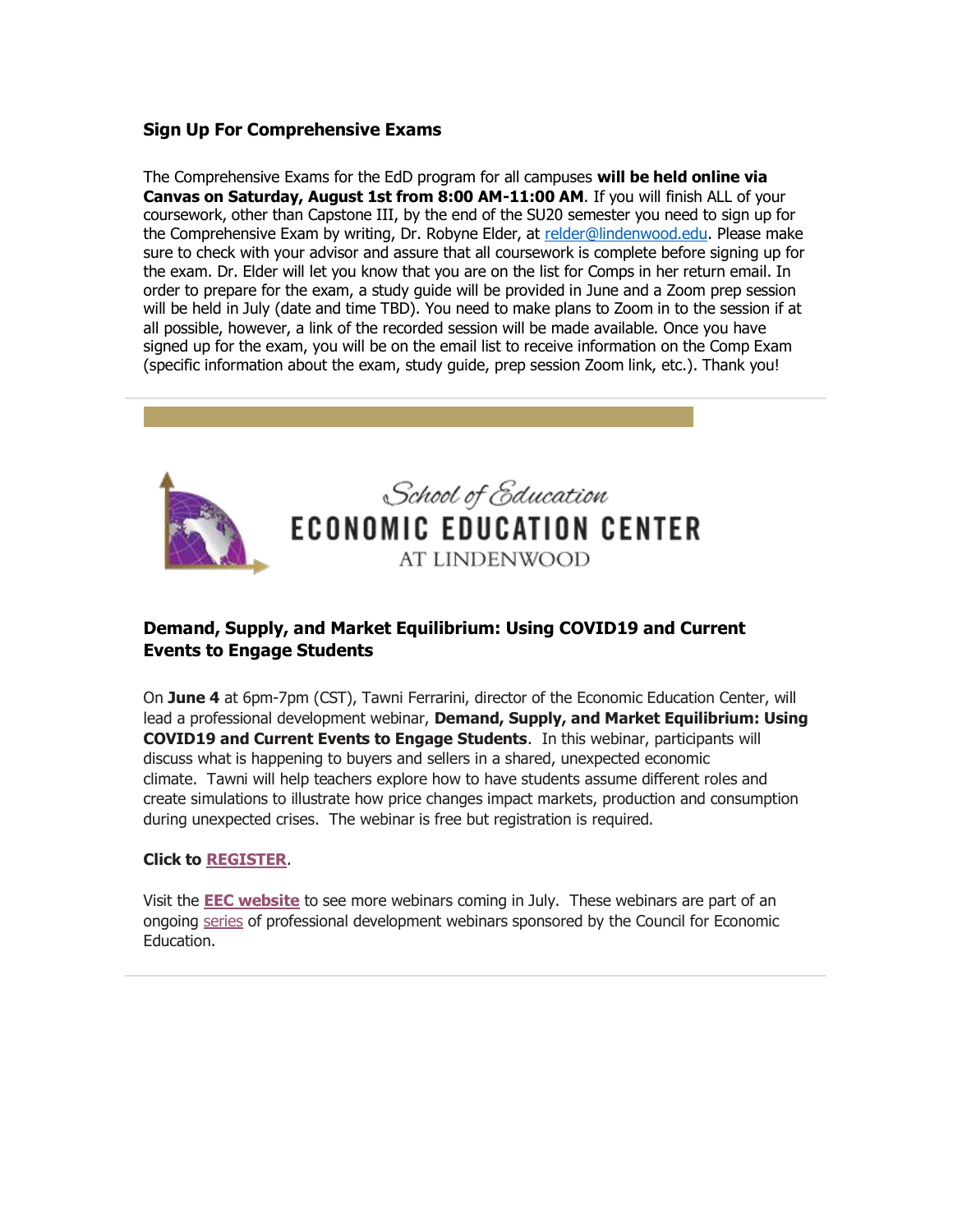### Sign Up For Comprehensive Exams

The Comprehensive Exams for the EdD program for all campuses **will be held online via Canvas on Saturday, August 1st from 8:00 AM-11:00 AM**. If you will finish ALL of your coursework, other than Capstone III, by the end of the SU20 semester you need to sign up for the Comprehensive Exam by writing, Dr. Robyne Elder, at relder@lindenwood.edu. Please make sure to check with your advisor and assure that all coursework is complete before signing up for the exam. Dr. Elder will let you know that you are on the list for Comps in her return email. In order to prepare for the exam, a study guide will be provided in June and a Zoom prep session will be held in July (date and time TBD). You need to make plans to Zoom in to the session if at all possible, however, a link of the recorded session will be made available. Once you have signed up for the exam, you will be on the email list to receive information on the Comp Exam (specific information about the exam, study guide, prep session Zoom link, etc.). Thank you!

---

School of Education
ECONOMIC EDUCATION CENTER
AT LINDENWOOD

### Demand, Supply, and Market Equilibrium: Using COVID19 and Current Events to Engage Students

On **June 4** at 6pm-7pm (CST), Tawni Ferrarini, director of the Economic Education Center, will lead a professional development webinar, **Demand, Supply, and Market Equilibrium: Using COVID19 and Current Events to Engage Students**. In this webinar, participants will discuss what is happening to buyers and sellers in a shared, unexpected economic climate. Tawni will help teachers explore how to have students assume different roles and create simulations to illustrate how price changes impact markets, production and consumption during unexpected crises. The webinar is free but registration is required.

**Click to REGISTER**.

Visit the **EEC website** to see more webinars coming in July. These webinars are part of an ongoing series of professional development webinars sponsored by the Council for Economic Education.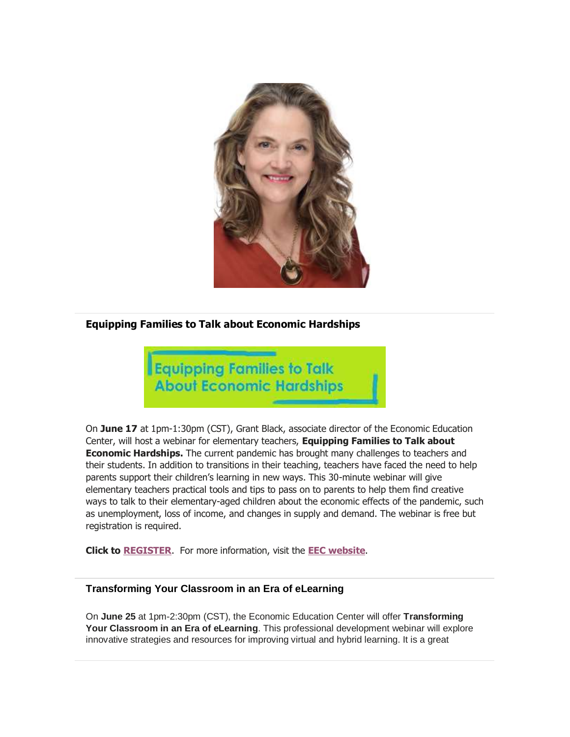## Equipping Families to Talk about Economic Hardships

On **June 17** at 1pm-1:30pm (CST), Grant Black, associate director of the Economic Education Center, will host a webinar for elementary teachers, **Equipping Families to Talk about Economic Hardships.** The current pandemic has brought many challenges to teachers and their students. In addition to transitions in their teaching, teachers have faced the need to help parents support their children's learning in new ways. This 30-minute webinar will give elementary teachers practical tools and tips to pass on to parents to help them find creative ways to talk to their elementary-aged children about the economic effects of the pandemic, such as unemployment, loss of income, and changes in supply and demand. The webinar is free but registration is required.

**Click to REGISTER**. For more information, visit the **EEC website**.

## Transforming Your Classroom in an Era of eLearning

On **June 25** at 1pm-2:30pm (CST), the Economic Education Center will offer **Transforming Your Classroom in an Era of eLearning**. This professional development webinar will explore innovative strategies and resources for improving virtual and hybrid learning. It is a great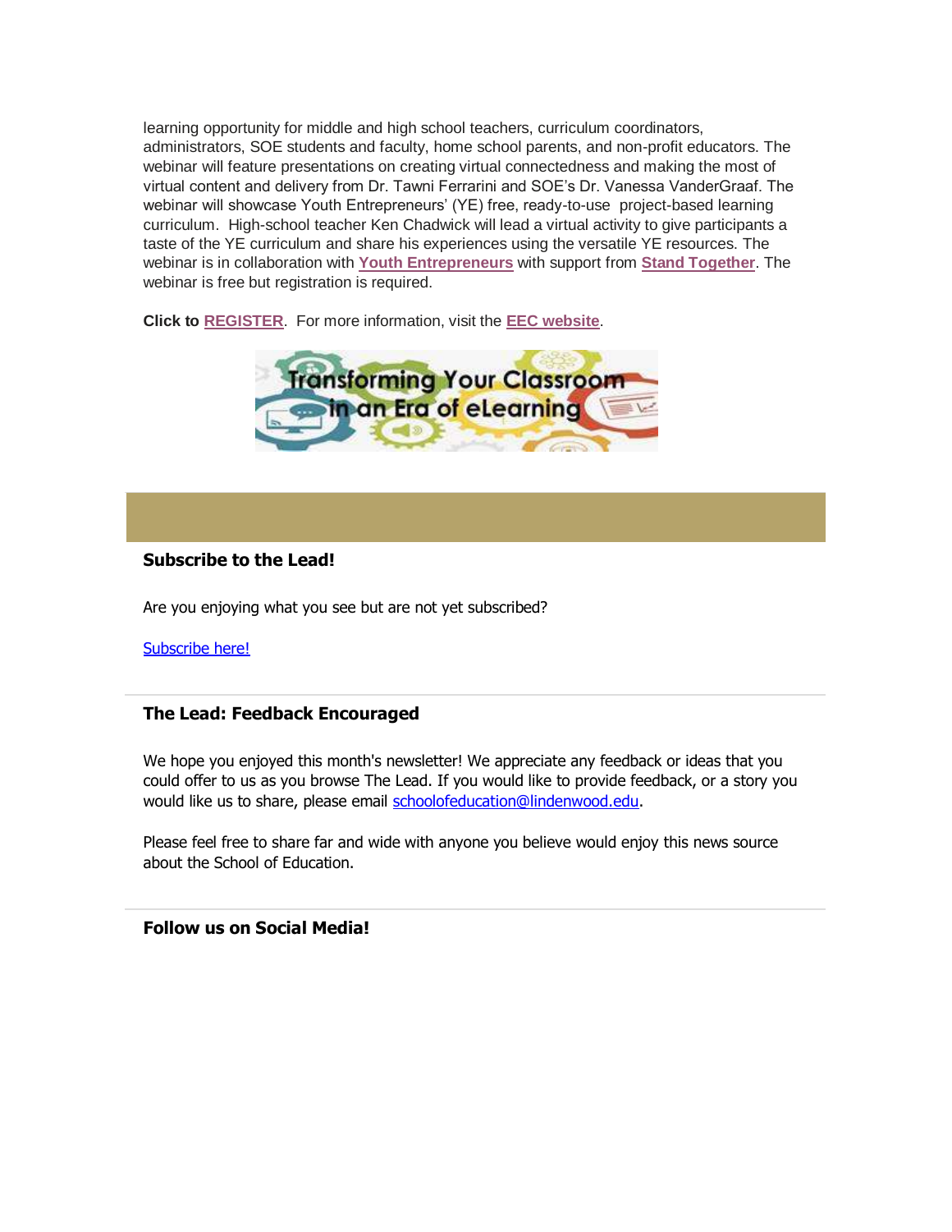learning opportunity for middle and high school teachers, curriculum coordinators, administrators, SOE students and faculty, home school parents, and non-profit educators. The webinar will feature presentations on creating virtual connectedness and making the most of virtual content and delivery from Dr. Tawni Ferrarini and SOE's Dr. Vanessa VanderGraaf. The webinar will showcase Youth Entrepreneurs' (YE) free, ready-to-use project-based learning curriculum. High-school teacher Ken Chadwick will lead a virtual activity to give participants a taste of the YE curriculum and share his experiences using the versatile YE resources. The webinar is in collaboration with **Youth Entrepreneurs** with support from **Stand Together**. The webinar is free but registration is required.

**Click to** **REGISTER**. For more information, visit the **EEC website**.

Transforming Your Classroom in an Era of eLearning

## Subscribe to the Lead!

Are you enjoying what you see but are not yet subscribed?

Subscribe here!

## The Lead: Feedback Encouraged

We hope you enjoyed this month's newsletter! We appreciate any feedback or ideas that you could offer to us as you browse The Lead. If you would like to provide feedback, or a story you would like us to share, please email schoolofeducation@lindenwood.edu.

Please feel free to share far and wide with anyone you believe would enjoy this news source about the School of Education.

## Follow us on Social Media!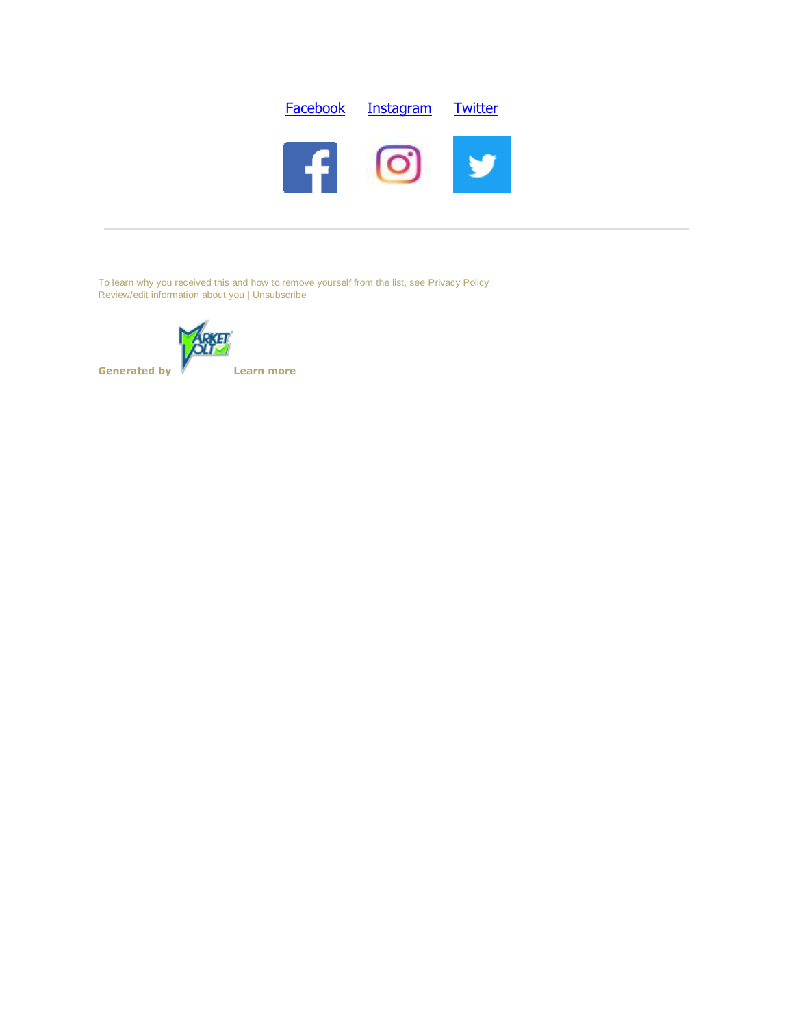Facebook Instagram Twitter

---

To learn why you received this and how to remove yourself from the list, see Privacy Policy
Review/edit information about you | Unsubscribe

**Generated by** **Learn more**